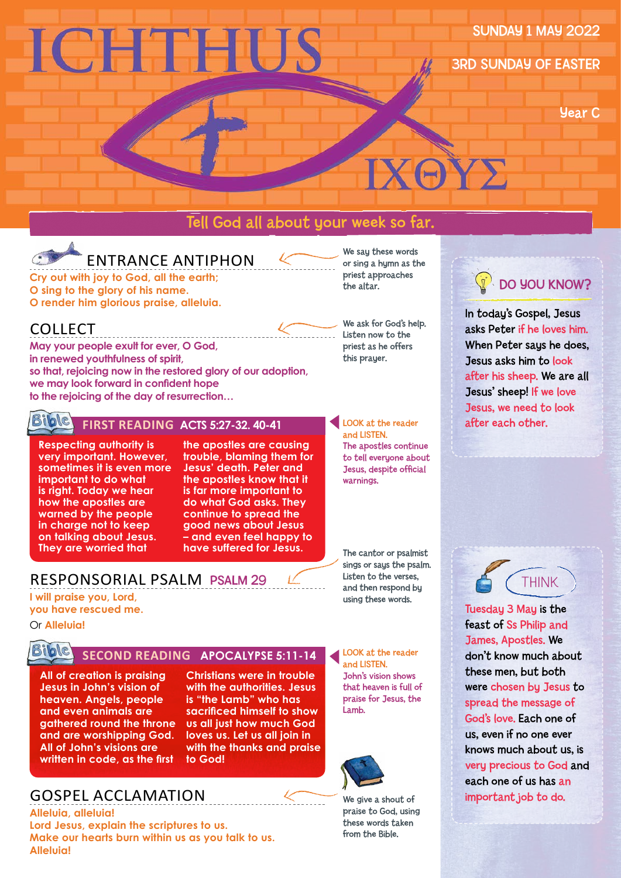# ICHTHUS

ΙΧΘΥΣ

SUNDAY 1 MAY 2022

3RD SUNDAY OF EASTER

Year C

## Tell God all about your week so far.

## ENTRANCE ANTIPHON

Cry out with joy to God, all the earth;
O sing to the glory of his name.
O render him glorious praise, alleluia.

We say these words or sing a hymn as the priest approaches the altar.

## COLLECT

May your people exult for ever, O God,
in renewed youthfulness of spirit,
so that, rejoicing now in the restored glory of our adoption,
we may look forward in confident hope
to the rejoicing of the day of resurrection…

We ask for God's help. Listen now to the priest as he offers this prayer.

## FIRST READING ACTS 5:27-32. 40-41

Respecting authority is very important. However, sometimes it is even more important to do what is right. Today we hear how the apostles are warned by the people in charge not to keep on talking about Jesus. They are worried that the apostles are causing trouble, blaming them for Jesus' death. Peter and the apostles know that it is far more important to do what God asks. They continue to spread the good news about Jesus – and even feel happy to have suffered for Jesus.

LOOK at the reader and LISTEN.
The apostles continue to tell everyone about Jesus, despite official warnings.

## RESPONSORIAL PSALM PSALM 29

I will praise you, Lord,
you have rescued me.

Or Alleluia!

The cantor or psalmist sings or says the psalm. Listen to the verses, and then respond by using these words.

## SECOND READING APOCALYPSE 5:11-14

All of creation is praising Jesus in John's vision of heaven. Angels, people and even animals are gathered round the throne and are worshipping God. All of John's visions are written in code, as the first Christians were in trouble with the authorities. Jesus is "the Lamb" who has sacrificed himself to show us all just how much God loves us. Let us all join in with the thanks and praise to God!

LOOK at the reader and LISTEN.
John's vision shows that heaven is full of praise for Jesus, the Lamb.

## GOSPEL ACCLAMATION

Alleluia, alleluia!
Lord Jesus, explain the scriptures to us.
Make our hearts burn within us as you talk to us.
Alleluia!

We give a shout of praise to God, using these words taken from the Bible.

## DO YOU KNOW?

In today's Gospel, Jesus asks Peter if he loves him. When Peter says he does, Jesus asks him to look after his sheep. We are all Jesus' sheep! If we love Jesus, we need to look after each other.

## THINK

Tuesday 3 May is the feast of Ss Philip and James, Apostles. We don't know much about these men, but both were chosen by Jesus to spread the message of God's love. Each one of us, even if no one ever knows much about us, is very precious to God and each one of us has an important job to do.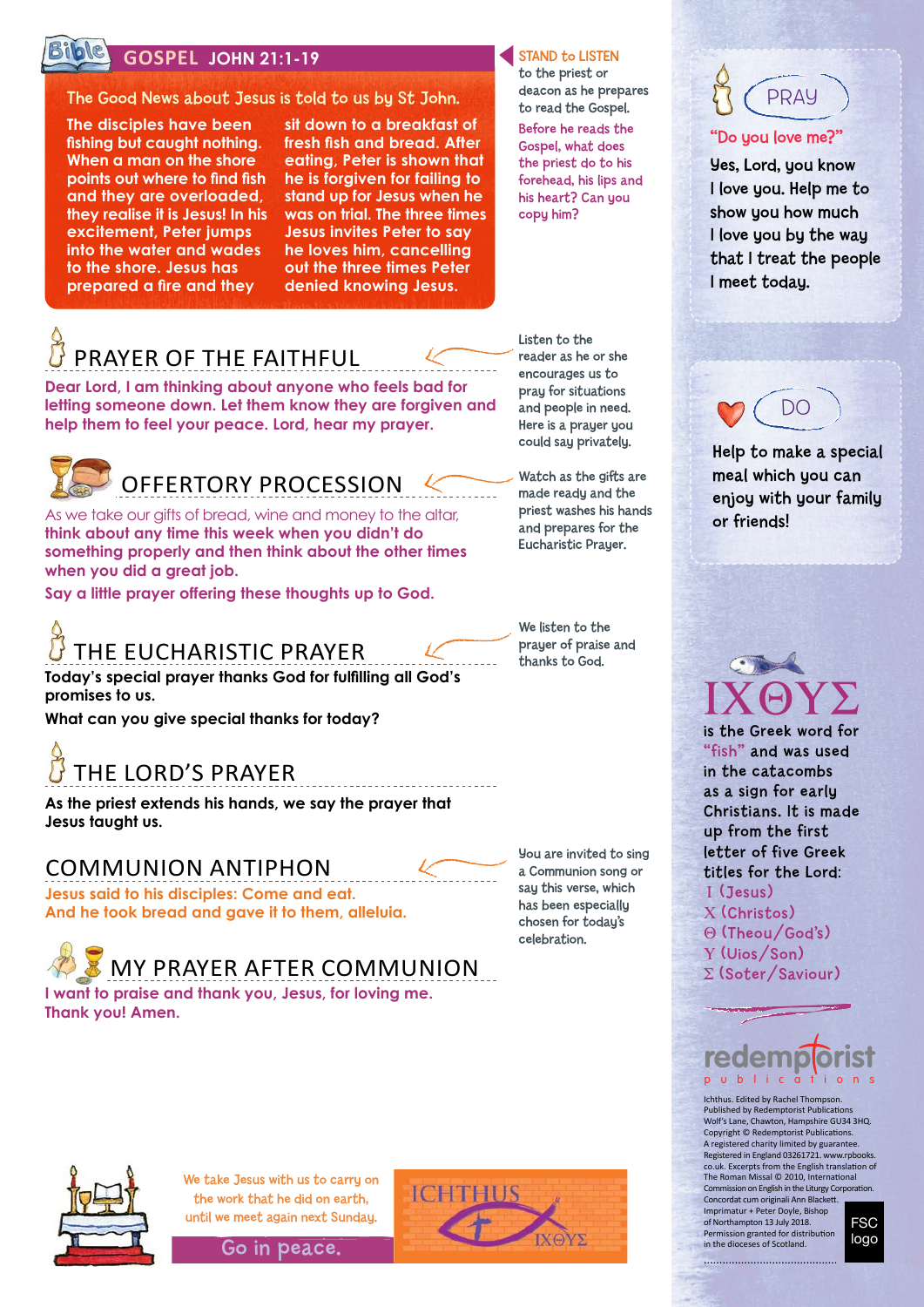## GOSPEL JOHN 21:1-19

The Good News about Jesus is told to us by St John.

**The disciples have been fishing but caught nothing. When a man on the shore points out where to find fish and they are overloaded, they realise it is Jesus! In his excitement, Peter jumps into the water and wades to the shore. Jesus has prepared a fire and they sit down to a breakfast of fresh fish and bread. After eating, Peter is shown that he is forgiven for failing to stand up for Jesus when he was on trial. The three times Jesus invites Peter to say he loves him, cancelling out the three times Peter denied knowing Jesus.**

STAND to LISTEN to the priest or deacon as he prepares to read the Gospel.

Before he reads the Gospel, what does the priest do to his forehead, his lips and his heart? Can you copy him?

## PRAYER OF THE FAITHFUL

**Dear Lord, I am thinking about anyone who feels bad for letting someone down. Let them know they are forgiven and help them to feel your peace. Lord, hear my prayer.**

Listen to the reader as he or she encourages us to pray for situations and people in need. Here is a prayer you could say privately.

## OFFERTORY PROCESSION

As we take our gifts of bread, wine and money to the altar, **think about any time this week when you didn't do something properly and then think about the other times when you did a great job.**

**Say a little prayer offering these thoughts up to God.**

Watch as the gifts are made ready and the priest washes his hands and prepares for the Eucharistic Prayer.

## THE EUCHARISTIC PRAYER

**Today's special prayer thanks God for fulfilling all God's promises to us.**

**What can you give special thanks for today?**

We listen to the prayer of praise and thanks to God.

## THE LORD'S PRAYER

**As the priest extends his hands, we say the prayer that Jesus taught us.**

## COMMUNION ANTIPHON

**Jesus said to his disciples: Come and eat.**
**And he took bread and gave it to them, alleluia.**

You are invited to sing a Communion song or say this verse, which has been especially chosen for today's celebration.

## MY PRAYER AFTER COMMUNION

**I want to praise and thank you, Jesus, for loving me. Thank you! Amen.**

We take Jesus with us to carry on the work that he did on earth, until we meet again next Sunday.

Go in peace.

ICHTHUS
ΙΧΘΥΣ

## PRAY

"Do you love me?"

Yes, Lord, you know I love you. Help me to show you how much I love you by the way that I treat the people I meet today.

## DO

Help to make a special meal which you can enjoy with your family or friends!

**ΙΧΘΥΣ**

is the Greek word for "fish" and was used in the catacombs as a sign for early Christians. It is made up from the first letter of five Greek titles for the Lord:

- Ι (Jesus)
- Χ (Christos)
- Θ (Theou/God's)
- Υ (Uios/Son)
- Σ (Soter/Saviour)

redemptorist publications

Ichthus. Edited by Rachel Thompson. Published by Redemptorist Publications Wolf's Lane, Chawton, Hampshire GU34 3HQ. Copyright © Redemptorist Publications. A registered charity limited by guarantee. Registered in England 03261721. www.rpbooks.co.uk. Excerpts from the English translation of The Roman Missal © 2010, International Commission on English in the Liturgy Corporation. Concordat cum originali Ann Blackett. Imprimatur + Peter Doyle, Bishop of Northampton 13 July 2018. Permission granted for distribution in the dioceses of Scotland.

FSC logo